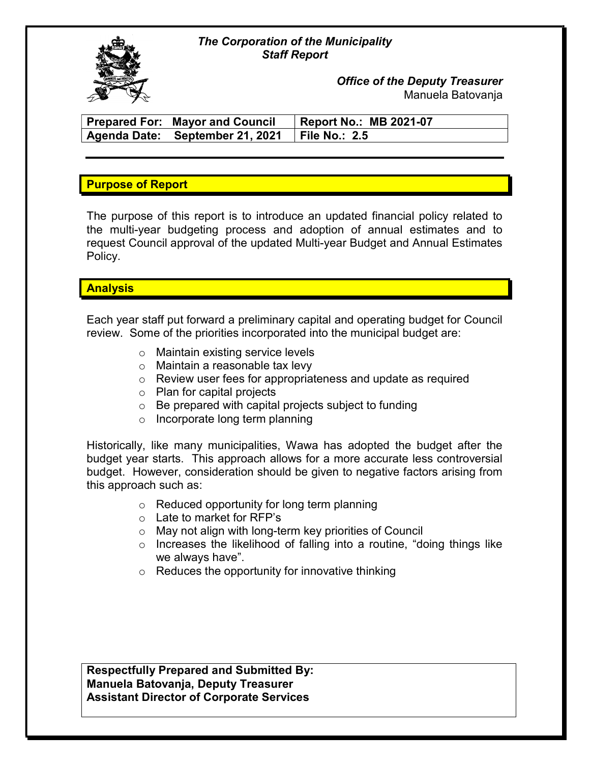*The Corporation of the Municipality*
*Staff Report*

***Office of the Deputy Treasurer***
Manuela Batovanja

| **Prepared For: Mayor and Council** | **Report No.: MB 2021-07** |
|---|---|
| **Agenda Date: September 21, 2021** | **File No.: 2.5** |

## Purpose of Report

The purpose of this report is to introduce an updated financial policy related to the multi-year budgeting process and adoption of annual estimates and to request Council approval of the updated Multi-year Budget and Annual Estimates Policy.

## Analysis

Each year staff put forward a preliminary capital and operating budget for Council review. Some of the priorities incorporated into the municipal budget are:

- Maintain existing service levels
- Maintain a reasonable tax levy
- Review user fees for appropriateness and update as required
- Plan for capital projects
- Be prepared with capital projects subject to funding
- Incorporate long term planning

Historically, like many municipalities, Wawa has adopted the budget after the budget year starts. This approach allows for a more accurate less controversial budget. However, consideration should be given to negative factors arising from this approach such as:

- Reduced opportunity for long term planning
- Late to market for RFP's
- May not align with long-term key priorities of Council
- Increases the likelihood of falling into a routine, "doing things like we always have".
- Reduces the opportunity for innovative thinking

**Respectfully Prepared and Submitted By:**
**Manuela Batovanja, Deputy Treasurer**
**Assistant Director of Corporate Services**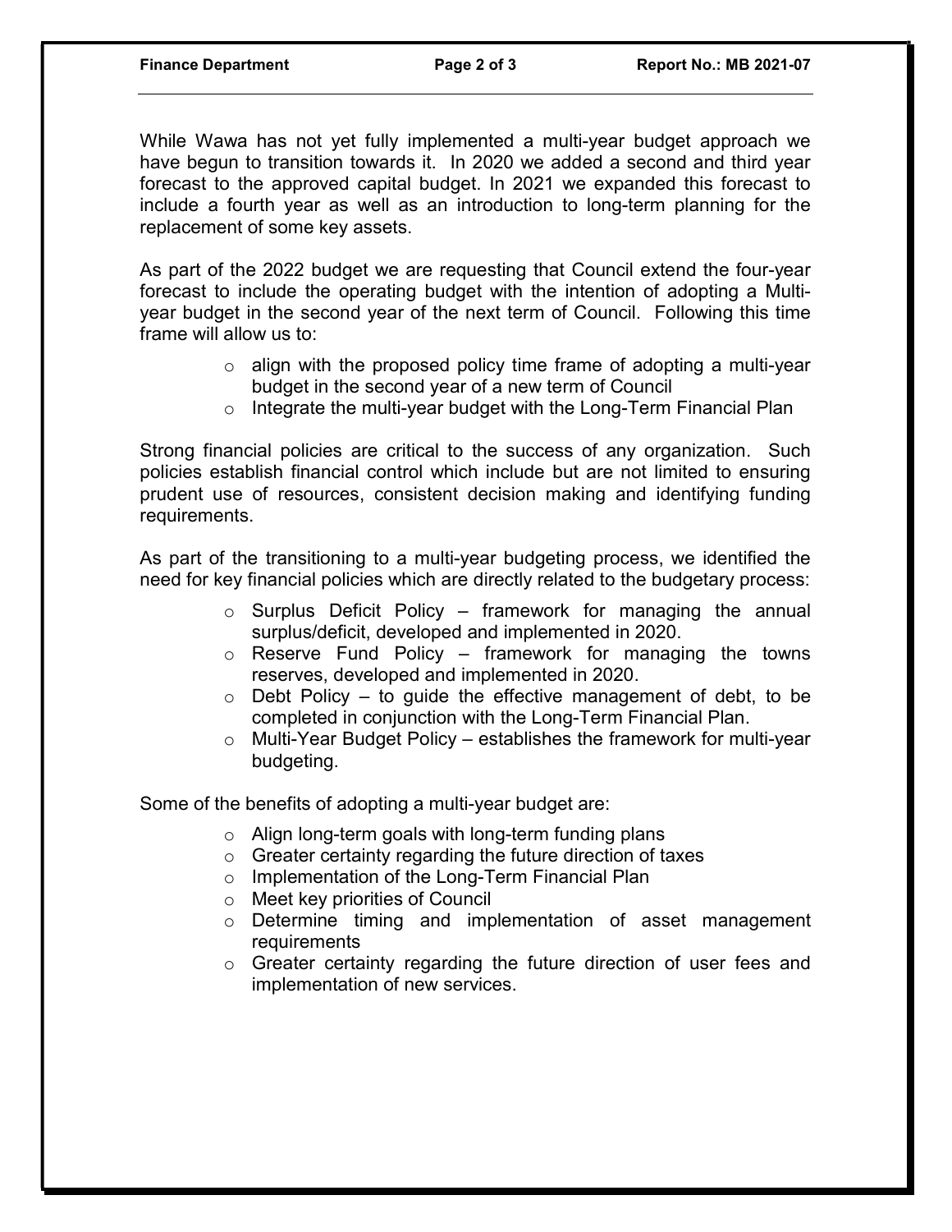While Wawa has not yet fully implemented a multi-year budget approach we have begun to transition towards it. In 2020 we added a second and third year forecast to the approved capital budget. In 2021 we expanded this forecast to include a fourth year as well as an introduction to long-term planning for the replacement of some key assets.

As part of the 2022 budget we are requesting that Council extend the four-year forecast to include the operating budget with the intention of adopting a Multi-year budget in the second year of the next term of Council. Following this time frame will allow us to:

- align with the proposed policy time frame of adopting a multi-year budget in the second year of a new term of Council
- Integrate the multi-year budget with the Long-Term Financial Plan

Strong financial policies are critical to the success of any organization. Such policies establish financial control which include but are not limited to ensuring prudent use of resources, consistent decision making and identifying funding requirements.

As part of the transitioning to a multi-year budgeting process, we identified the need for key financial policies which are directly related to the budgetary process:

- Surplus Deficit Policy – framework for managing the annual surplus/deficit, developed and implemented in 2020.
- Reserve Fund Policy – framework for managing the towns reserves, developed and implemented in 2020.
- Debt Policy – to guide the effective management of debt, to be completed in conjunction with the Long-Term Financial Plan.
- Multi-Year Budget Policy – establishes the framework for multi-year budgeting.

Some of the benefits of adopting a multi-year budget are:

- Align long-term goals with long-term funding plans
- Greater certainty regarding the future direction of taxes
- Implementation of the Long-Term Financial Plan
- Meet key priorities of Council
- Determine timing and implementation of asset management requirements
- Greater certainty regarding the future direction of user fees and implementation of new services.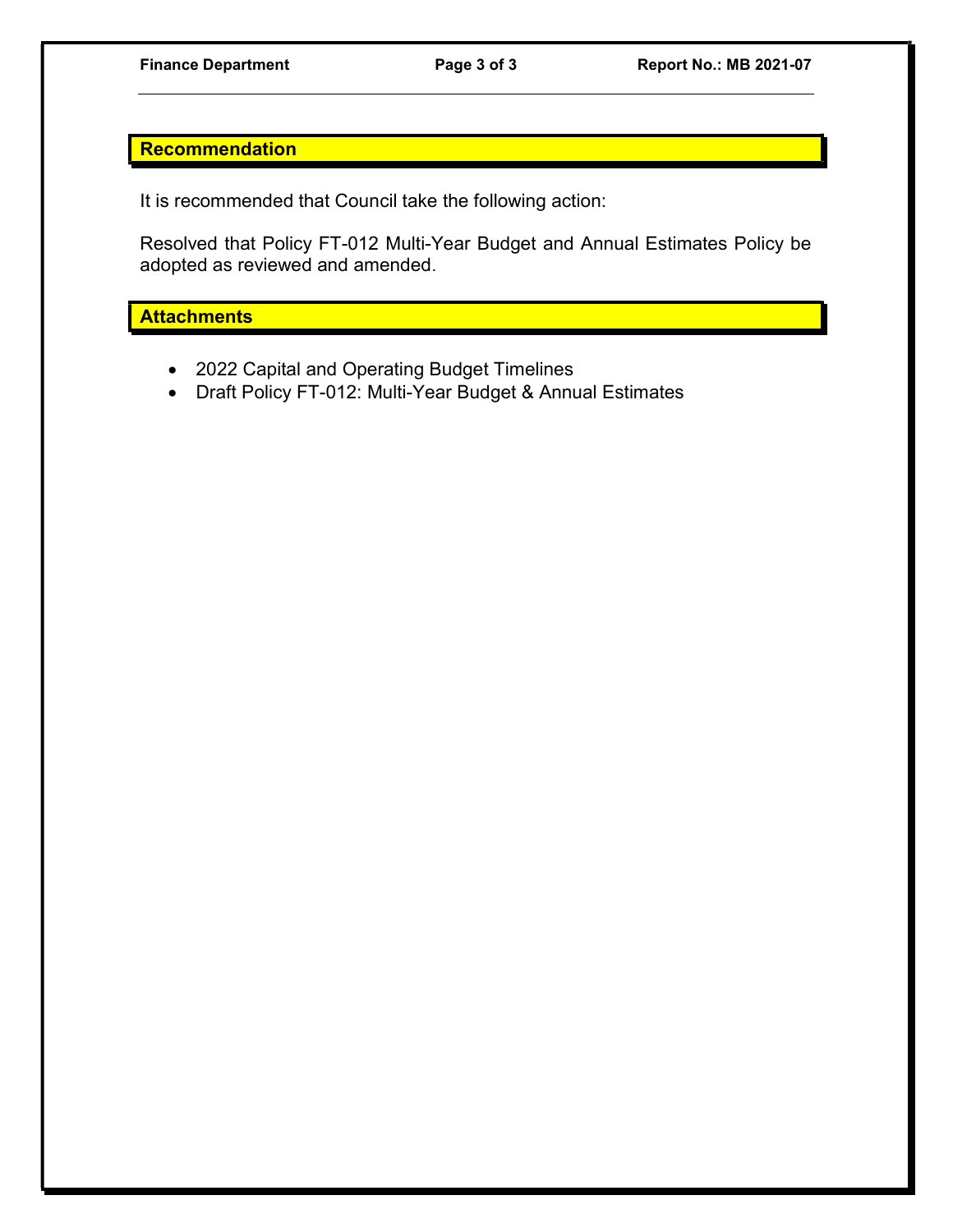## Recommendation

It is recommended that Council take the following action:

Resolved that Policy FT-012 Multi-Year Budget and Annual Estimates Policy be adopted as reviewed and amended.

## Attachments

- 2022 Capital and Operating Budget Timelines
- Draft Policy FT-012: Multi-Year Budget & Annual Estimates